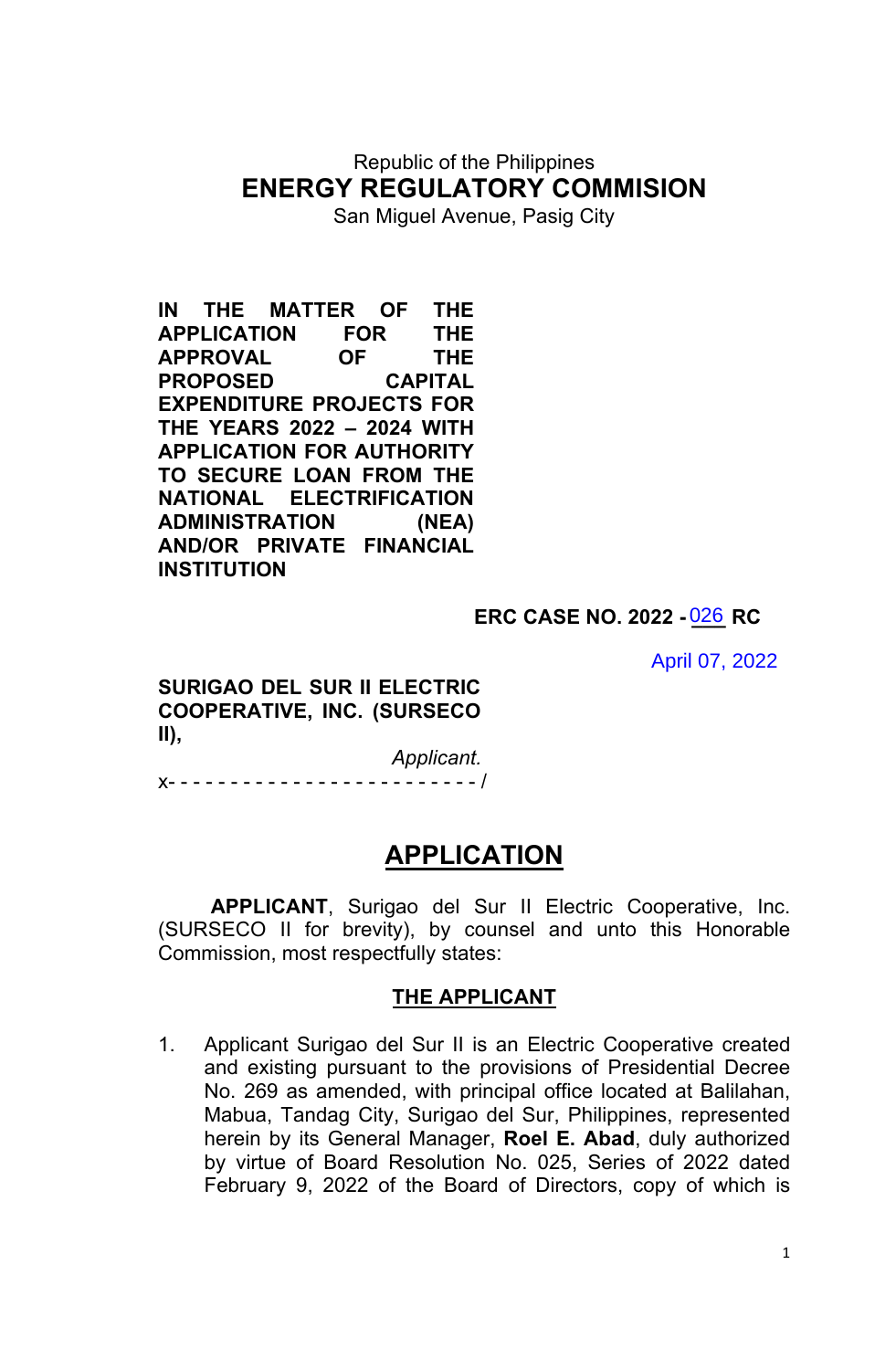Republic of the Philippines
**ENERGY REGULATORY COMMISION**
San Miguel Avenue, Pasig City

**IN THE MATTER OF THE APPLICATION FOR THE APPROVAL OF THE PROPOSED CAPITAL EXPENDITURE PROJECTS FOR THE YEARS 2022 – 2024 WITH APPLICATION FOR AUTHORITY TO SECURE LOAN FROM THE NATIONAL ELECTRIFICATION ADMINISTRATION (NEA) AND/OR PRIVATE FINANCIAL INSTITUTION**

**ERC CASE NO. 2022 - 026 RC**

April 07, 2022

**SURIGAO DEL SUR II ELECTRIC COOPERATIVE, INC. (SURSECO II),**

*Applicant.*

x- - - - - - - - - - - - - - - - - - - - - - - - - /

# APPLICATION

**APPLICANT**, Surigao del Sur II Electric Cooperative, Inc. (SURSECO II for brevity), by counsel and unto this Honorable Commission, most respectfully states:

## THE APPLICANT

1. Applicant Surigao del Sur II is an Electric Cooperative created and existing pursuant to the provisions of Presidential Decree No. 269 as amended, with principal office located at Balilahan, Mabua, Tandag City, Surigao del Sur, Philippines, represented herein by its General Manager, **Roel E. Abad**, duly authorized by virtue of Board Resolution No. 025, Series of 2022 dated February 9, 2022 of the Board of Directors, copy of which is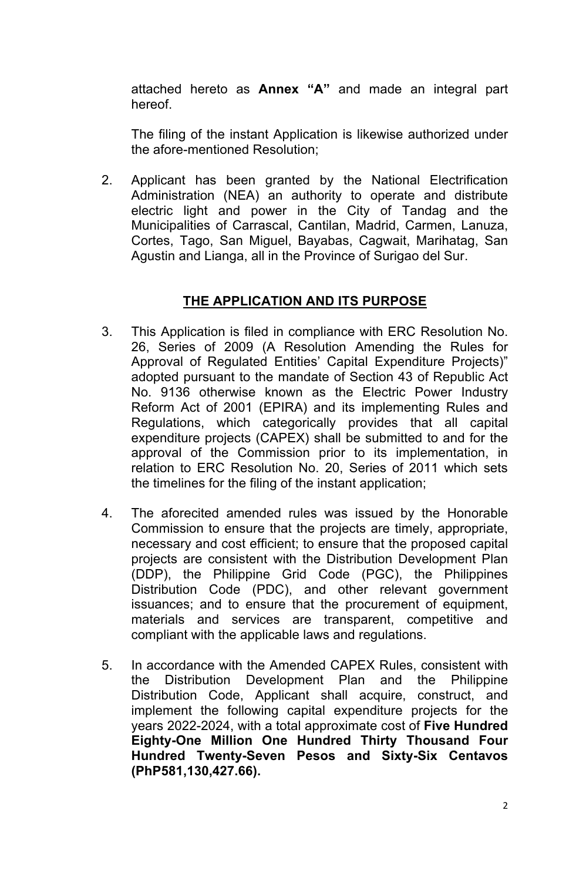attached hereto as **Annex "A"** and made an integral part hereof.

The filing of the instant Application is likewise authorized under the afore-mentioned Resolution;

2. Applicant has been granted by the National Electrification Administration (NEA) an authority to operate and distribute electric light and power in the City of Tandag and the Municipalities of Carrascal, Cantilan, Madrid, Carmen, Lanuza, Cortes, Tago, San Miguel, Bayabas, Cagwait, Marihatag, San Agustin and Lianga, all in the Province of Surigao del Sur.

## THE APPLICATION AND ITS PURPOSE

3. This Application is filed in compliance with ERC Resolution No. 26, Series of 2009 (A Resolution Amending the Rules for Approval of Regulated Entities' Capital Expenditure Projects)" adopted pursuant to the mandate of Section 43 of Republic Act No. 9136 otherwise known as the Electric Power Industry Reform Act of 2001 (EPIRA) and its implementing Rules and Regulations, which categorically provides that all capital expenditure projects (CAPEX) shall be submitted to and for the approval of the Commission prior to its implementation, in relation to ERC Resolution No. 20, Series of 2011 which sets the timelines for the filing of the instant application;

4. The aforecited amended rules was issued by the Honorable Commission to ensure that the projects are timely, appropriate, necessary and cost efficient; to ensure that the proposed capital projects are consistent with the Distribution Development Plan (DDP), the Philippine Grid Code (PGC), the Philippines Distribution Code (PDC), and other relevant government issuances; and to ensure that the procurement of equipment, materials and services are transparent, competitive and compliant with the applicable laws and regulations.

5. In accordance with the Amended CAPEX Rules, consistent with the Distribution Development Plan and the Philippine Distribution Code, Applicant shall acquire, construct, and implement the following capital expenditure projects for the years 2022-2024, with a total approximate cost of **Five Hundred Eighty-One Million One Hundred Thirty Thousand Four Hundred Twenty-Seven Pesos and Sixty-Six Centavos (PhP581,130,427.66).**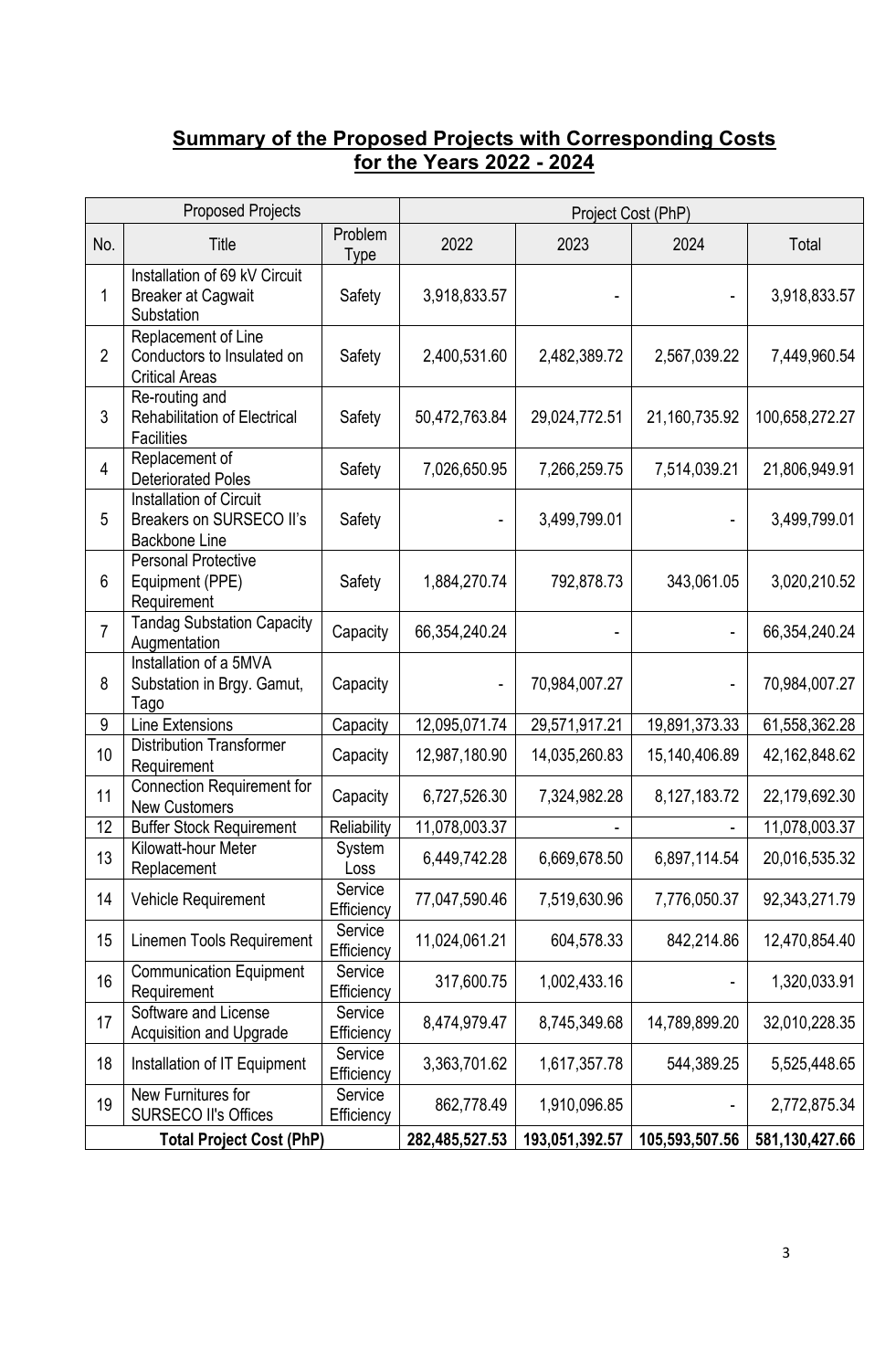## Summary of the Proposed Projects with Corresponding Costs for the Years 2022 - 2024

| Proposed Projects | | | Project Cost (PhP) | | | |
|---|---|---|---|---|---|---|
| No. | Title | Problem Type | 2022 | 2023 | 2024 | Total |
| 1 | Installation of 69 kV Circuit Breaker at Cagwait Substation | Safety | 3,918,833.57 | - | - | 3,918,833.57 |
| 2 | Replacement of Line Conductors to Insulated on Critical Areas | Safety | 2,400,531.60 | 2,482,389.72 | 2,567,039.22 | 7,449,960.54 |
| 3 | Re-routing and Rehabilitation of Electrical Facilities | Safety | 50,472,763.84 | 29,024,772.51 | 21,160,735.92 | 100,658,272.27 |
| 4 | Replacement of Deteriorated Poles | Safety | 7,026,650.95 | 7,266,259.75 | 7,514,039.21 | 21,806,949.91 |
| 5 | Installation of Circuit Breakers on SURSECO II's Backbone Line | Safety | - | 3,499,799.01 | - | 3,499,799.01 |
| 6 | Personal Protective Equipment (PPE) Requirement | Safety | 1,884,270.74 | 792,878.73 | 343,061.05 | 3,020,210.52 |
| 7 | Tandag Substation Capacity Augmentation | Capacity | 66,354,240.24 | - | - | 66,354,240.24 |
| 8 | Installation of a 5MVA Substation in Brgy. Gamut, Tago | Capacity | - | 70,984,007.27 | - | 70,984,007.27 |
| 9 | Line Extensions | Capacity | 12,095,071.74 | 29,571,917.21 | 19,891,373.33 | 61,558,362.28 |
| 10 | Distribution Transformer Requirement | Capacity | 12,987,180.90 | 14,035,260.83 | 15,140,406.89 | 42,162,848.62 |
| 11 | Connection Requirement for New Customers | Capacity | 6,727,526.30 | 7,324,982.28 | 8,127,183.72 | 22,179,692.30 |
| 12 | Buffer Stock Requirement | Reliability | 11,078,003.37 | - | - | 11,078,003.37 |
| 13 | Kilowatt-hour Meter Replacement | System Loss | 6,449,742.28 | 6,669,678.50 | 6,897,114.54 | 20,016,535.32 |
| 14 | Vehicle Requirement | Service Efficiency | 77,047,590.46 | 7,519,630.96 | 7,776,050.37 | 92,343,271.79 |
| 15 | Linemen Tools Requirement | Service Efficiency | 11,024,061.21 | 604,578.33 | 842,214.86 | 12,470,854.40 |
| 16 | Communication Equipment Requirement | Service Efficiency | 317,600.75 | 1,002,433.16 | - | 1,320,033.91 |
| 17 | Software and License Acquisition and Upgrade | Service Efficiency | 8,474,979.47 | 8,745,349.68 | 14,789,899.20 | 32,010,228.35 |
| 18 | Installation of IT Equipment | Service Efficiency | 3,363,701.62 | 1,617,357.78 | 544,389.25 | 5,525,448.65 |
| 19 | New Furnitures for SURSECO II's Offices | Service Efficiency | 862,778.49 | 1,910,096.85 | - | 2,772,875.34 |
| **Total Project Cost (PhP)** | | | **282,485,527.53** | **193,051,392.57** | **105,593,507.56** | **581,130,427.66** |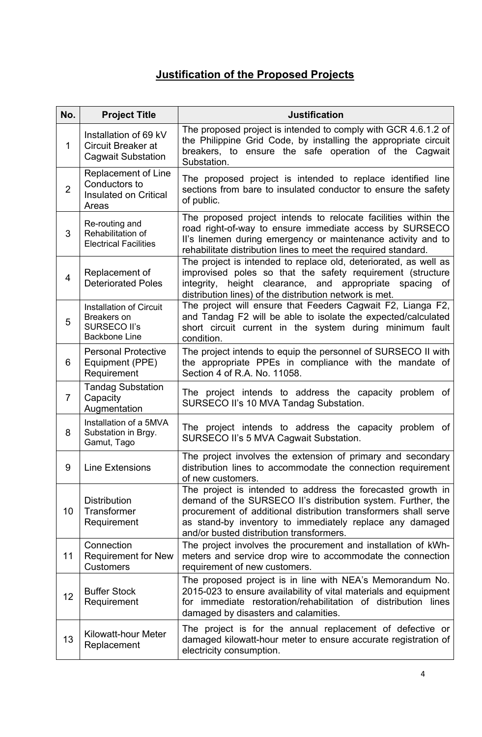# Justification of the Proposed Projects

| No. | Project Title | Justification |
|---|---|---|
| 1 | Installation of 69 kV Circuit Breaker at Cagwait Substation | The proposed project is intended to comply with GCR 4.6.1.2 of the Philippine Grid Code, by installing the appropriate circuit breakers, to ensure the safe operation of the Cagwait Substation. |
| 2 | Replacement of Line Conductors to Insulated on Critical Areas | The proposed project is intended to replace identified line sections from bare to insulated conductor to ensure the safety of public. |
| 3 | Re-routing and Rehabilitation of Electrical Facilities | The proposed project intends to relocate facilities within the road right-of-way to ensure immediate access by SURSECO II's linemen during emergency or maintenance activity and to rehabilitate distribution lines to meet the required standard. |
| 4 | Replacement of Deteriorated Poles | The project is intended to replace old, deteriorated, as well as improvised poles so that the safety requirement (structure integrity, height clearance, and appropriate spacing of distribution lines) of the distribution network is met. |
| 5 | Installation of Circuit Breakers on SURSECO II's Backbone Line | The project will ensure that Feeders Cagwait F2, Lianga F2, and Tandag F2 will be able to isolate the expected/calculated short circuit current in the system during minimum fault condition. |
| 6 | Personal Protective Equipment (PPE) Requirement | The project intends to equip the personnel of SURSECO II with the appropriate PPEs in compliance with the mandate of Section 4 of R.A. No. 11058. |
| 7 | Tandag Substation Capacity Augmentation | The project intends to address the capacity problem of SURSECO II's 10 MVA Tandag Substation. |
| 8 | Installation of a 5MVA Substation in Brgy. Gamut, Tago | The project intends to address the capacity problem of SURSECO II's 5 MVA Cagwait Substation. |
| 9 | Line Extensions | The project involves the extension of primary and secondary distribution lines to accommodate the connection requirement of new customers. |
| 10 | Distribution Transformer Requirement | The project is intended to address the forecasted growth in demand of the SURSECO II's distribution system. Further, the procurement of additional distribution transformers shall serve as stand-by inventory to immediately replace any damaged and/or busted distribution transformers. |
| 11 | Connection Requirement for New Customers | The project involves the procurement and installation of kWh-meters and service drop wire to accommodate the connection requirement of new customers. |
| 12 | Buffer Stock Requirement | The proposed project is in line with NEA's Memorandum No. 2015-023 to ensure availability of vital materials and equipment for immediate restoration/rehabilitation of distribution lines damaged by disasters and calamities. |
| 13 | Kilowatt-hour Meter Replacement | The project is for the annual replacement of defective or damaged kilowatt-hour meter to ensure accurate registration of electricity consumption. |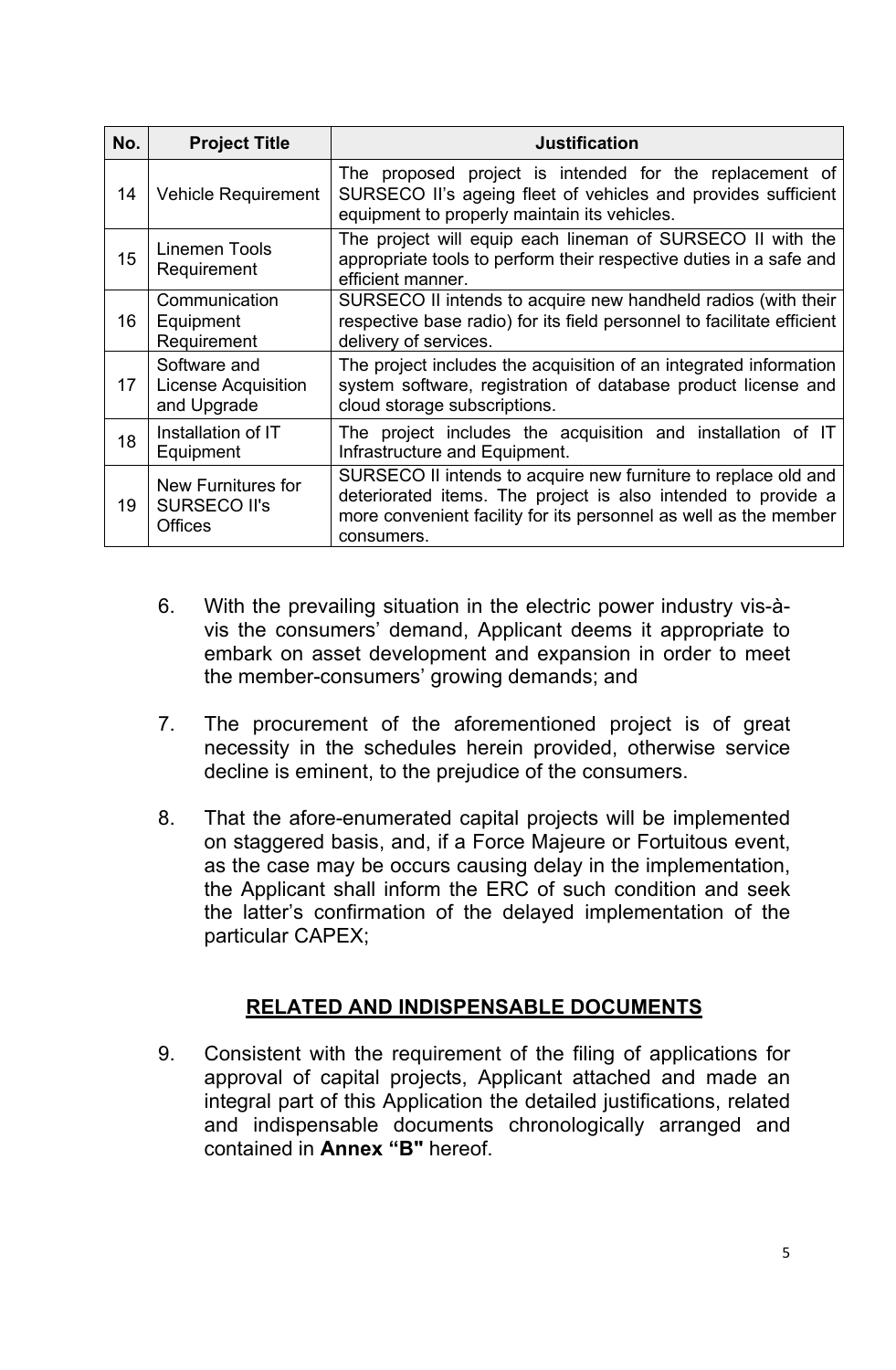| No. | Project Title | Justification |
|---|---|---|
| 14 | Vehicle Requirement | The proposed project is intended for the replacement of SURSECO II's ageing fleet of vehicles and provides sufficient equipment to properly maintain its vehicles. |
| 15 | Linemen Tools Requirement | The project will equip each lineman of SURSECO II with the appropriate tools to perform their respective duties in a safe and efficient manner. |
| 16 | Communication Equipment Requirement | SURSECO II intends to acquire new handheld radios (with their respective base radio) for its field personnel to facilitate efficient delivery of services. |
| 17 | Software and License Acquisition and Upgrade | The project includes the acquisition of an integrated information system software, registration of database product license and cloud storage subscriptions. |
| 18 | Installation of IT Equipment | The project includes the acquisition and installation of IT Infrastructure and Equipment. |
| 19 | New Furnitures for SURSECO II's Offices | SURSECO II intends to acquire new furniture to replace old and deteriorated items. The project is also intended to provide a more convenient facility for its personnel as well as the member consumers. |

6. With the prevailing situation in the electric power industry vis-à-vis the consumers' demand, Applicant deems it appropriate to embark on asset development and expansion in order to meet the member-consumers' growing demands; and

7. The procurement of the aforementioned project is of great necessity in the schedules herein provided, otherwise service decline is eminent, to the prejudice of the consumers.

8. That the afore-enumerated capital projects will be implemented on staggered basis, and, if a Force Majeure or Fortuitous event, as the case may be occurs causing delay in the implementation, the Applicant shall inform the ERC of such condition and seek the latter's confirmation of the delayed implementation of the particular CAPEX;

## RELATED AND INDISPENSABLE DOCUMENTS

9. Consistent with the requirement of the filing of applications for approval of capital projects, Applicant attached and made an integral part of this Application the detailed justifications, related and indispensable documents chronologically arranged and contained in **Annex "B"** hereof.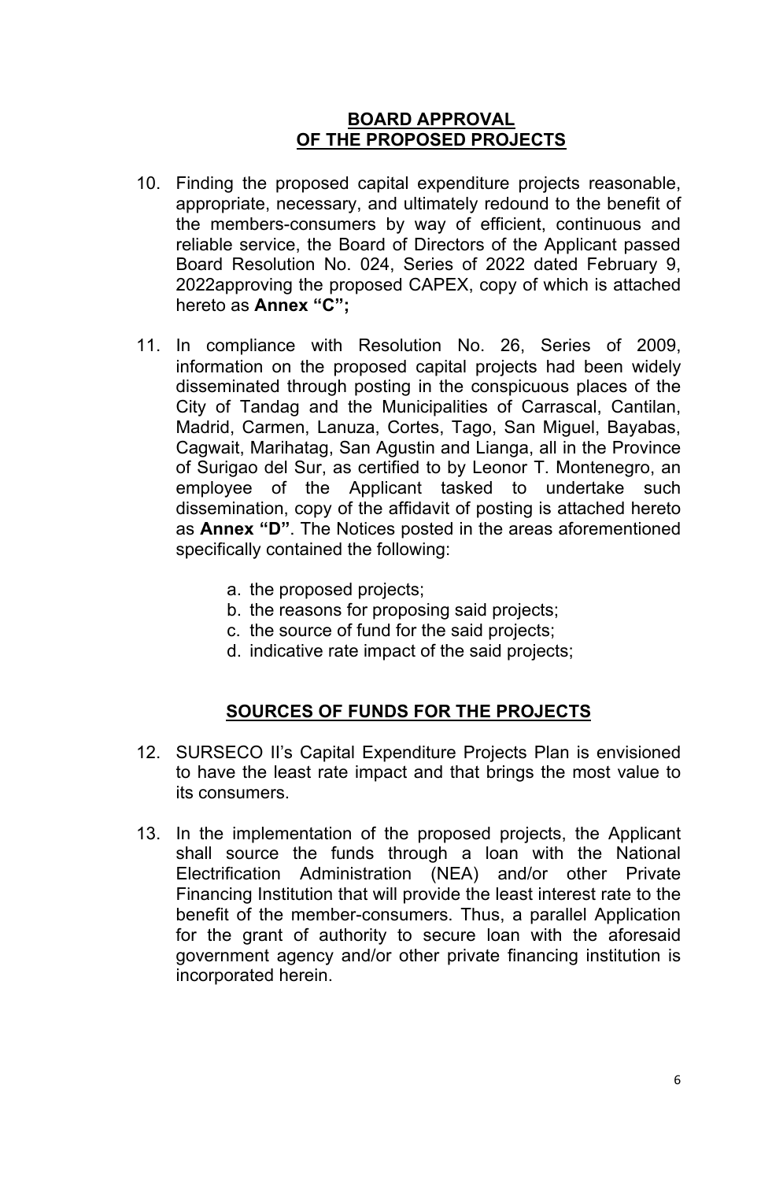## BOARD APPROVAL OF THE PROPOSED PROJECTS

10. Finding the proposed capital expenditure projects reasonable, appropriate, necessary, and ultimately redound to the benefit of the members-consumers by way of efficient, continuous and reliable service, the Board of Directors of the Applicant passed Board Resolution No. 024, Series of 2022 dated February 9, 2022approving the proposed CAPEX, copy of which is attached hereto as **Annex "C";**

11. In compliance with Resolution No. 26, Series of 2009, information on the proposed capital projects had been widely disseminated through posting in the conspicuous places of the City of Tandag and the Municipalities of Carrascal, Cantilan, Madrid, Carmen, Lanuza, Cortes, Tago, San Miguel, Bayabas, Cagwait, Marihatag, San Agustin and Lianga, all in the Province of Surigao del Sur, as certified to by Leonor T. Montenegro, an employee of the Applicant tasked to undertake such dissemination, copy of the affidavit of posting is attached hereto as **Annex "D"**. The Notices posted in the areas aforementioned specifically contained the following:

    a. the proposed projects;
    b. the reasons for proposing said projects;
    c. the source of fund for the said projects;
    d. indicative rate impact of the said projects;

## SOURCES OF FUNDS FOR THE PROJECTS

12. SURSECO II's Capital Expenditure Projects Plan is envisioned to have the least rate impact and that brings the most value to its consumers.

13. In the implementation of the proposed projects, the Applicant shall source the funds through a loan with the National Electrification Administration (NEA) and/or other Private Financing Institution that will provide the least interest rate to the benefit of the member-consumers. Thus, a parallel Application for the grant of authority to secure loan with the aforesaid government agency and/or other private financing institution is incorporated herein.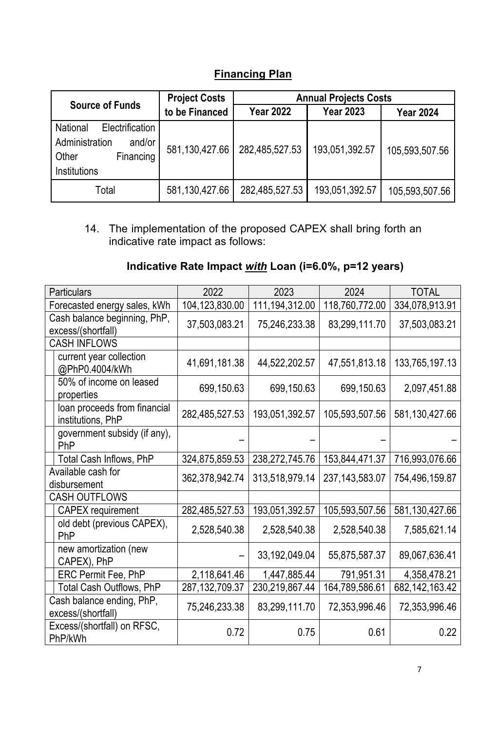## Financing Plan

| Source of Funds | Project Costs to be Financed | Annual Projects Costs | | |
|---|---|---|---|---|
| | | Year 2022 | Year 2023 | Year 2024 |
| National Electrification Administration and/or Other Financing Institutions | 581,130,427.66 | 282,485,527.53 | 193,051,392.57 | 105,593,507.56 |
| Total | 581,130,427.66 | 282,485,527.53 | 193,051,392.57 | 105,593,507.56 |

14. The implementation of the proposed CAPEX shall bring forth an indicative rate impact as follows:

### Indicative Rate Impact *with* Loan (i=6.0%, p=12 years)

| Particulars | 2022 | 2023 | 2024 | TOTAL |
|---|---|---|---|---|
| Forecasted energy sales, kWh | 104,123,830.00 | 111,194,312.00 | 118,760,772.00 | 334,078,913.91 |
| Cash balance beginning, PhP, excess/(shortfall) | 37,503,083.21 | 75,246,233.38 | 83,299,111.70 | 37,503,083.21 |
| CASH INFLOWS | | | | |
| current year collection @PhP0.4004/kWh | 41,691,181.38 | 44,522,202.57 | 47,551,813.18 | 133,765,197.13 |
| 50% of income on leased properties | 699,150.63 | 699,150.63 | 699,150.63 | 2,097,451.88 |
| loan proceeds from financial institutions, PhP | 282,485,527.53 | 193,051,392.57 | 105,593,507.56 | 581,130,427.66 |
| government subsidy (if any), PhP | – | – | – | – |
| Total Cash Inflows, PhP | 324,875,859.53 | 238,272,745.76 | 153,844,471.37 | 716,993,076.66 |
| Available cash for disbursement | 362,378,942.74 | 313,518,979.14 | 237,143,583.07 | 754,496,159.87 |
| CASH OUTFLOWS | | | | |
| CAPEX requirement | 282,485,527.53 | 193,051,392.57 | 105,593,507.56 | 581,130,427.66 |
| old debt (previous CAPEX), PhP | 2,528,540.38 | 2,528,540.38 | 2,528,540.38 | 7,585,621.14 |
| new amortization (new CAPEX), PhP | – | 33,192,049.04 | 55,875,587.37 | 89,067,636.41 |
| ERC Permit Fee, PhP | 2,118,641.46 | 1,447,885.44 | 791,951.31 | 4,358,478.21 |
| Total Cash Outflows, PhP | 287,132,709.37 | 230,219,867.44 | 164,789,586.61 | 682,142,163.42 |
| Cash balance ending, PhP, excess/(shortfall) | 75,246,233.38 | 83,299,111.70 | 72,353,996.46 | 72,353,996.46 |
| Excess/(shortfall) on RFSC, PhP/kWh | 0.72 | 0.75 | 0.61 | 0.22 |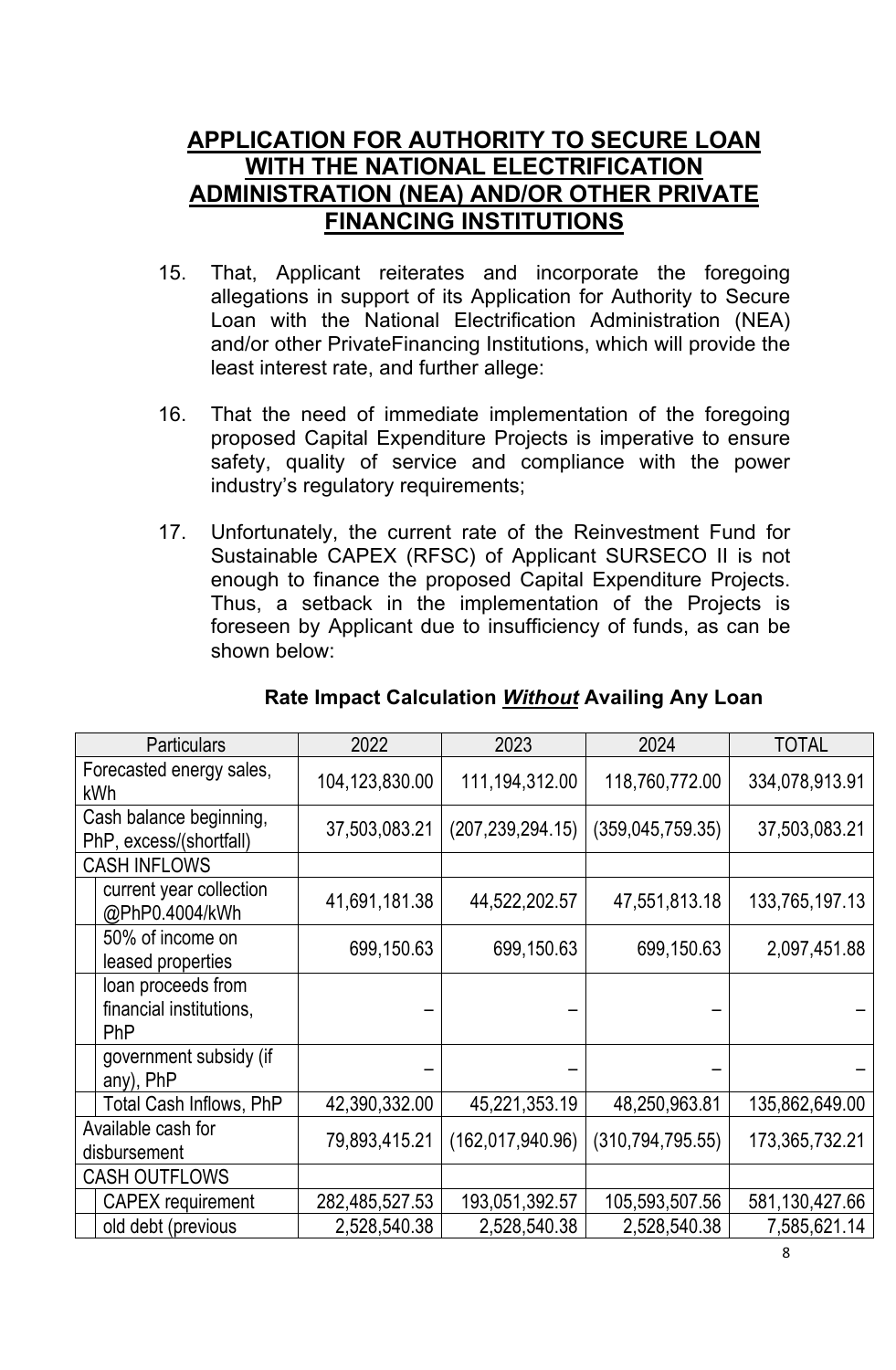## APPLICATION FOR AUTHORITY TO SECURE LOAN WITH THE NATIONAL ELECTRIFICATION ADMINISTRATION (NEA) AND/OR OTHER PRIVATE FINANCING INSTITUTIONS

15. That, Applicant reiterates and incorporate the foregoing allegations in support of its Application for Authority to Secure Loan with the National Electrification Administration (NEA) and/or other PrivateFinancing Institutions, which will provide the least interest rate, and further allege:

16. That the need of immediate implementation of the foregoing proposed Capital Expenditure Projects is imperative to ensure safety, quality of service and compliance with the power industry's regulatory requirements;

17. Unfortunately, the current rate of the Reinvestment Fund for Sustainable CAPEX (RFSC) of Applicant SURSECO II is not enough to finance the proposed Capital Expenditure Projects. Thus, a setback in the implementation of the Projects is foreseen by Applicant due to insufficiency of funds, as can be shown below:

**Rate Impact Calculation _Without_ Availing Any Loan**

| Particulars | 2022 | 2023 | 2024 | TOTAL |
|---|---|---|---|---|
| Forecasted energy sales, kWh | 104,123,830.00 | 111,194,312.00 | 118,760,772.00 | 334,078,913.91 |
| Cash balance beginning, PhP, excess/(shortfall) | 37,503,083.21 | (207,239,294.15) | (359,045,759.35) | 37,503,083.21 |
| CASH INFLOWS | | | | |
| current year collection @PhP0.4004/kWh | 41,691,181.38 | 44,522,202.57 | 47,551,813.18 | 133,765,197.13 |
| 50% of income on leased properties | 699,150.63 | 699,150.63 | 699,150.63 | 2,097,451.88 |
| loan proceeds from financial institutions, PhP | – | – | – | – |
| government subsidy (if any), PhP | – | – | – | – |
| Total Cash Inflows, PhP | 42,390,332.00 | 45,221,353.19 | 48,250,963.81 | 135,862,649.00 |
| Available cash for disbursement | 79,893,415.21 | (162,017,940.96) | (310,794,795.55) | 173,365,732.21 |
| CASH OUTFLOWS | | | | |
| CAPEX requirement | 282,485,527.53 | 193,051,392.57 | 105,593,507.56 | 581,130,427.66 |
| old debt (previous | 2,528,540.38 | 2,528,540.38 | 2,528,540.38 | 7,585,621.14 |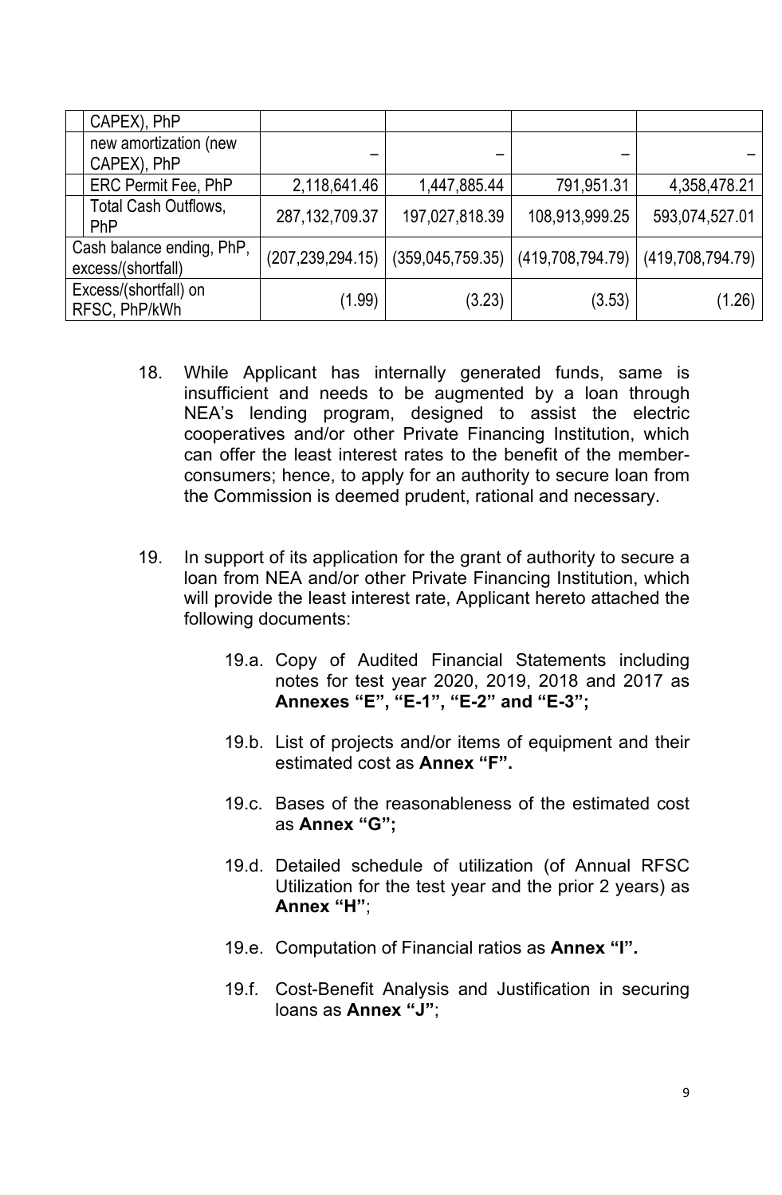| | | | | | |
|---|---|---|---|---|---|
| | CAPEX), PhP | | | | |
| | new amortization (new CAPEX), PhP | – | – | – | – |
| | ERC Permit Fee, PhP | 2,118,641.46 | 1,447,885.44 | 791,951.31 | 4,358,478.21 |
| | Total Cash Outflows, PhP | 287,132,709.37 | 197,027,818.39 | 108,913,999.25 | 593,074,527.01 |
| Cash balance ending, PhP, excess/(shortfall) | | (207,239,294.15) | (359,045,759.35) | (419,708,794.79) | (419,708,794.79) |
| Excess/(shortfall) on RFSC, PhP/kWh | | (1.99) | (3.23) | (3.53) | (1.26) |

18. While Applicant has internally generated funds, same is insufficient and needs to be augmented by a loan through NEA's lending program, designed to assist the electric cooperatives and/or other Private Financing Institution, which can offer the least interest rates to the benefit of the member-consumers; hence, to apply for an authority to secure loan from the Commission is deemed prudent, rational and necessary.

19. In support of its application for the grant of authority to secure a loan from NEA and/or other Private Financing Institution, which will provide the least interest rate, Applicant hereto attached the following documents:

    19.a. Copy of Audited Financial Statements including notes for test year 2020, 2019, 2018 and 2017 as **Annexes "E", "E-1", "E-2" and "E-3";**

    19.b. List of projects and/or items of equipment and their estimated cost as **Annex "F".**

    19.c. Bases of the reasonableness of the estimated cost as **Annex "G";**

    19.d. Detailed schedule of utilization (of Annual RFSC Utilization for the test year and the prior 2 years) as **Annex "H"**;

    19.e. Computation of Financial ratios as **Annex "I".**

    19.f. Cost-Benefit Analysis and Justification in securing loans as **Annex "J"**;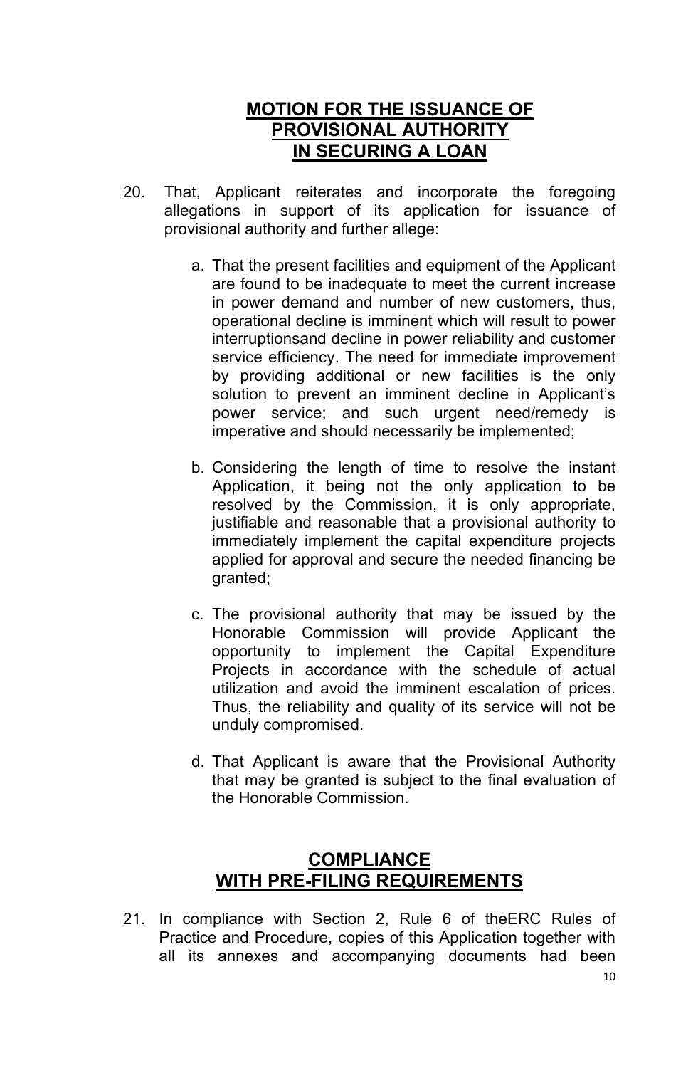## MOTION FOR THE ISSUANCE OF PROVISIONAL AUTHORITY IN SECURING A LOAN

20. That, Applicant reiterates and incorporate the foregoing allegations in support of its application for issuance of provisional authority and further allege:

    a. That the present facilities and equipment of the Applicant are found to be inadequate to meet the current increase in power demand and number of new customers, thus, operational decline is imminent which will result to power interruptionsand decline in power reliability and customer service efficiency. The need for immediate improvement by providing additional or new facilities is the only solution to prevent an imminent decline in Applicant's power service; and such urgent need/remedy is imperative and should necessarily be implemented;

    b. Considering the length of time to resolve the instant Application, it being not the only application to be resolved by the Commission, it is only appropriate, justifiable and reasonable that a provisional authority to immediately implement the capital expenditure projects applied for approval and secure the needed financing be granted;

    c. The provisional authority that may be issued by the Honorable Commission will provide Applicant the opportunity to implement the Capital Expenditure Projects in accordance with the schedule of actual utilization and avoid the imminent escalation of prices. Thus, the reliability and quality of its service will not be unduly compromised.

    d. That Applicant is aware that the Provisional Authority that may be granted is subject to the final evaluation of the Honorable Commission.

## COMPLIANCE WITH PRE-FILING REQUIREMENTS

21. In compliance with Section 2, Rule 6 of theERC Rules of Practice and Procedure, copies of this Application together with all its annexes and accompanying documents had been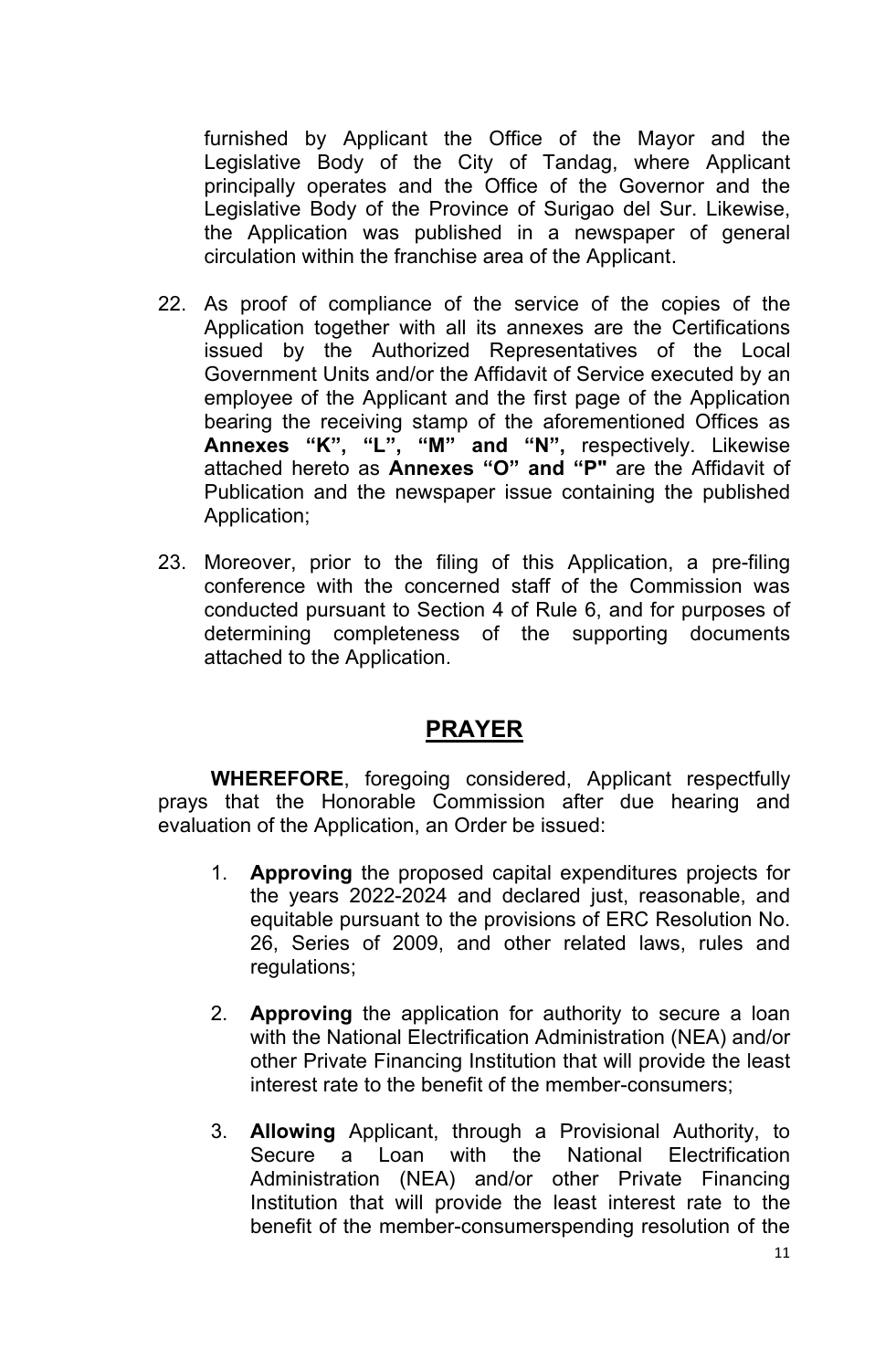furnished by Applicant the Office of the Mayor and the Legislative Body of the City of Tandag, where Applicant principally operates and the Office of the Governor and the Legislative Body of the Province of Surigao del Sur. Likewise, the Application was published in a newspaper of general circulation within the franchise area of the Applicant.

22. As proof of compliance of the service of the copies of the Application together with all its annexes are the Certifications issued by the Authorized Representatives of the Local Government Units and/or the Affidavit of Service executed by an employee of the Applicant and the first page of the Application bearing the receiving stamp of the aforementioned Offices as **Annexes "K", "L", "M" and "N",** respectively. Likewise attached hereto as **Annexes "O" and "P"** are the Affidavit of Publication and the newspaper issue containing the published Application;

23. Moreover, prior to the filing of this Application, a pre-filing conference with the concerned staff of the Commission was conducted pursuant to Section 4 of Rule 6, and for purposes of determining completeness of the supporting documents attached to the Application.

## PRAYER

**WHEREFORE**, foregoing considered, Applicant respectfully prays that the Honorable Commission after due hearing and evaluation of the Application, an Order be issued:

1. **Approving** the proposed capital expenditures projects for the years 2022-2024 and declared just, reasonable, and equitable pursuant to the provisions of ERC Resolution No. 26, Series of 2009, and other related laws, rules and regulations;

2. **Approving** the application for authority to secure a loan with the National Electrification Administration (NEA) and/or other Private Financing Institution that will provide the least interest rate to the benefit of the member-consumers;

3. **Allowing** Applicant, through a Provisional Authority, to Secure a Loan with the National Electrification Administration (NEA) and/or other Private Financing Institution that will provide the least interest rate to the benefit of the member-consumerspending resolution of the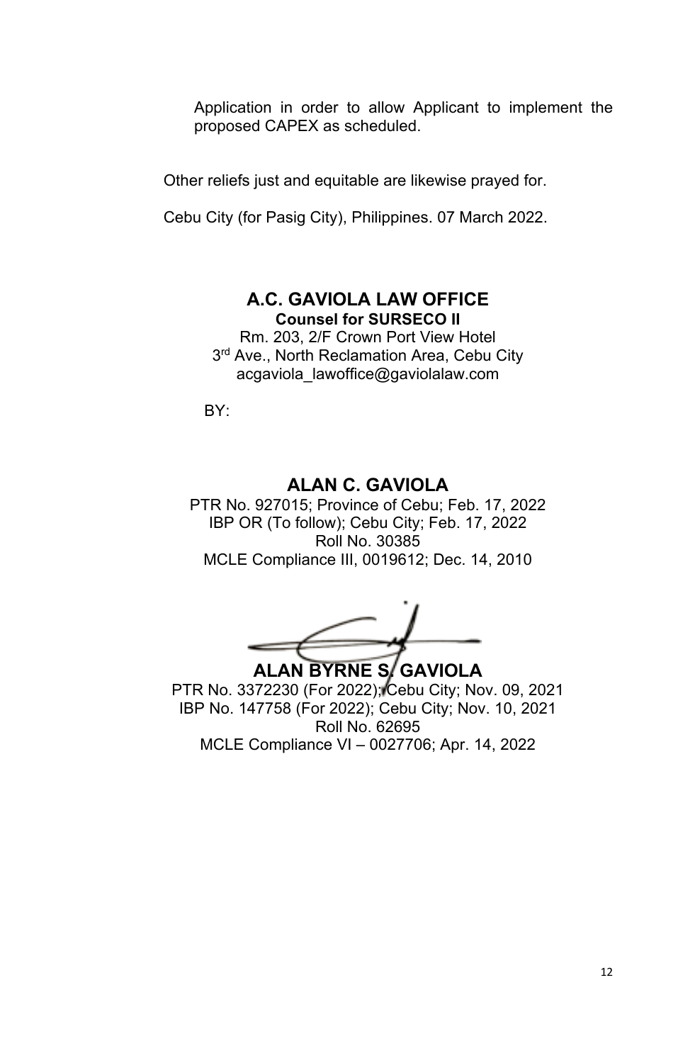Application in order to allow Applicant to implement the proposed CAPEX as scheduled.

Other reliefs just and equitable are likewise prayed for.

Cebu City (for Pasig City), Philippines. 07 March 2022.

**A.C. GAVIOLA LAW OFFICE**
**Counsel for SURSECO II**
Rm. 203, 2/F Crown Port View Hotel
3rd Ave., North Reclamation Area, Cebu City
acgaviola_lawoffice@gaviolalaw.com

BY:

**ALAN C. GAVIOLA**
PTR No. 927015; Province of Cebu; Feb. 17, 2022
IBP OR (To follow); Cebu City; Feb. 17, 2022
Roll No. 30385
MCLE Compliance III, 0019612; Dec. 14, 2010

**ALAN BYRNE S. GAVIOLA**
PTR No. 3372230 (For 2022); Cebu City; Nov. 09, 2021
IBP No. 147758 (For 2022); Cebu City; Nov. 10, 2021
Roll No. 62695
MCLE Compliance VI – 0027706; Apr. 14, 2022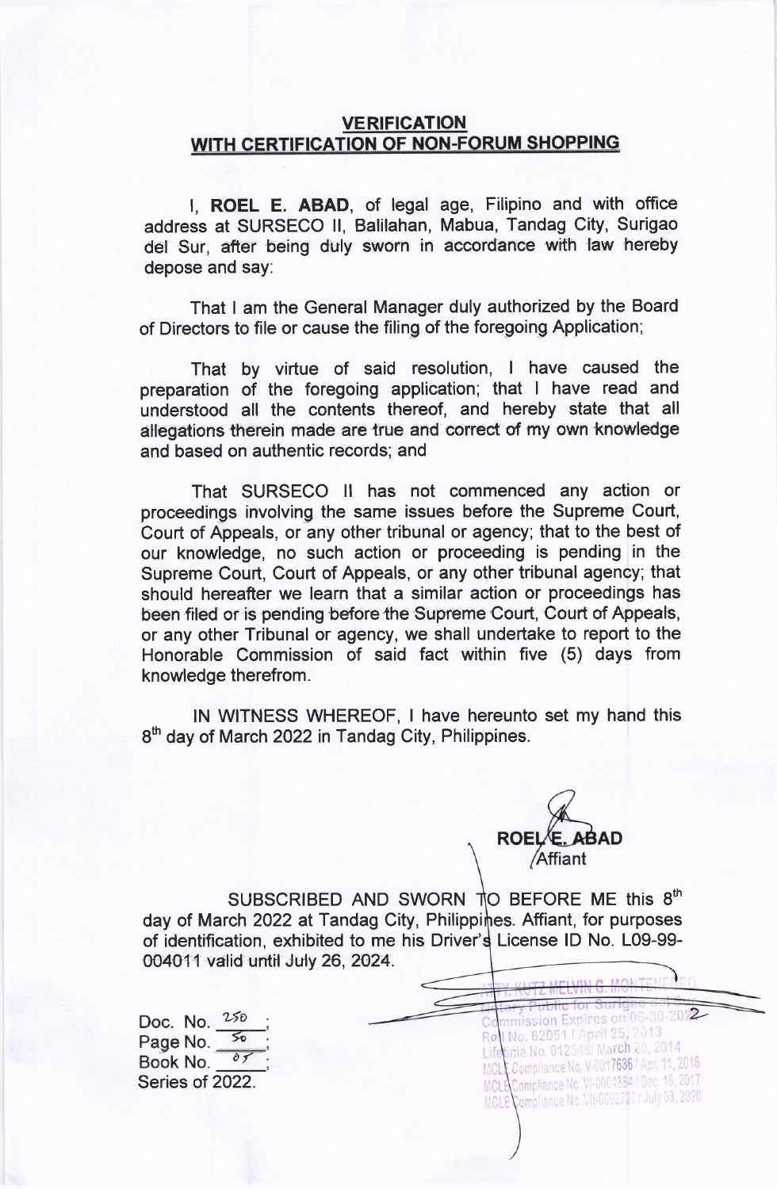## VERIFICATION WITH CERTIFICATION OF NON-FORUM SHOPPING

I, **ROEL E. ABAD**, of legal age, Filipino and with office address at SURSECO II, Balilahan, Mabua, Tandag City, Surigao del Sur, after being duly sworn in accordance with law hereby depose and say:

That I am the General Manager duly authorized by the Board of Directors to file or cause the filing of the foregoing Application;

That by virtue of said resolution, I have caused the preparation of the foregoing application; that I have read and understood all the contents thereof, and hereby state that all allegations therein made are true and correct of my own knowledge and based on authentic records; and

That SURSECO II has not commenced any action or proceedings involving the same issues before the Supreme Court, Court of Appeals, or any other tribunal or agency; that to the best of our knowledge, no such action or proceeding is pending in the Supreme Court, Court of Appeals, or any other tribunal agency; that should hereafter we learn that a similar action or proceedings has been filed or is pending before the Supreme Court, Court of Appeals, or any other Tribunal or agency, we shall undertake to report to the Honorable Commission of said fact within five (5) days from knowledge therefrom.

IN WITNESS WHEREOF, I have hereunto set my hand this 8th day of March 2022 in Tandag City, Philippines.

**ROEL E. ABAD**
Affiant

SUBSCRIBED AND SWORN TO BEFORE ME this 8th day of March 2022 at Tandag City, Philippines. Affiant, for purposes of identification, exhibited to me his Driver's License ID No. L09-99-004011 valid until July 26, 2024.

ATTY. KUTZ MELVIN G. MONTENEGRO
Notary Public for Surigao del Sur
Commission Expires on 06-30-2022
Roll No. 62051 / April 25, 2013
Lifetime No. 012548/ March 20, 2014
MCLE Compliance No. V-0017636 / Apr. 11, 2016
MCLE Compliance No. VI-0004884 / Dec. 18, 2017
MCLE Compliance No. VII-0002727 / July 03, 2020

Doc. No. 250;
Page No. 50;
Book No. 07;
Series of 2022.